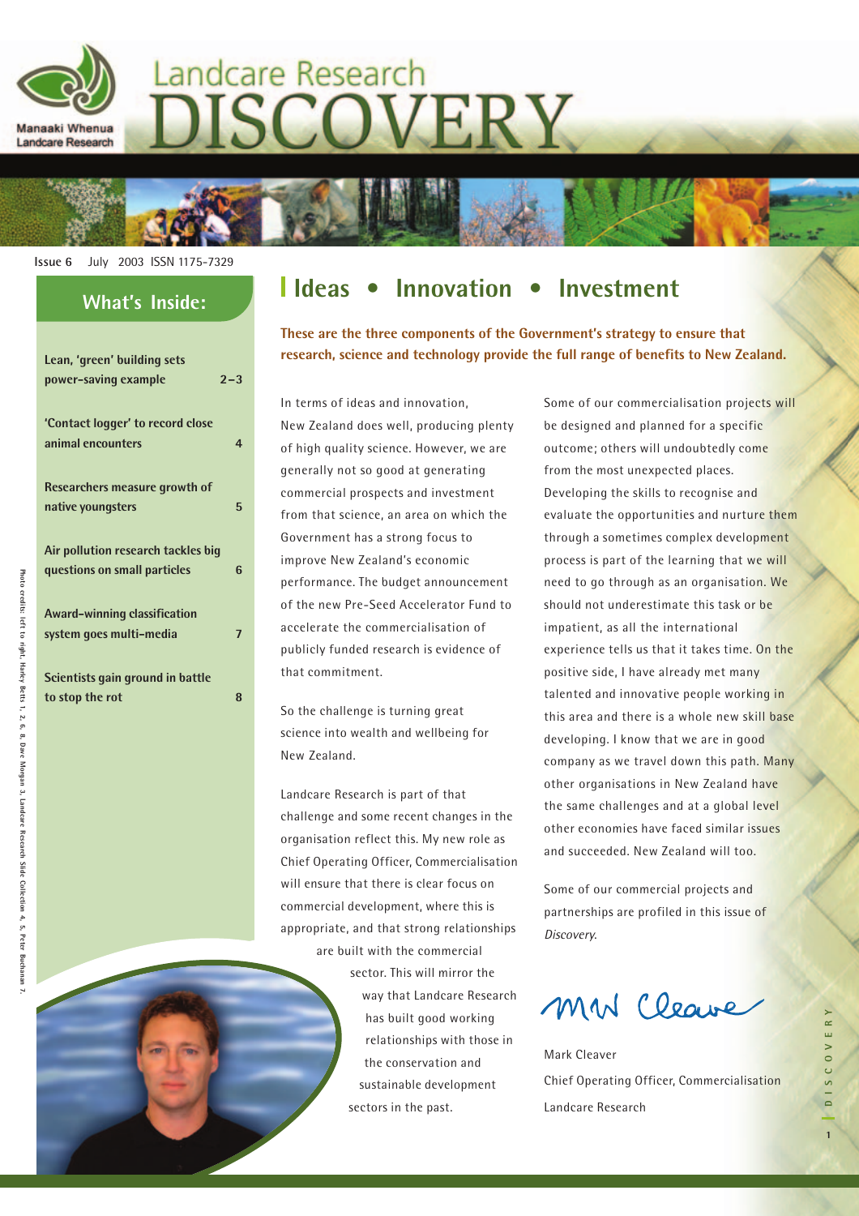# Landcare Research DISCOVERY

Manaaki Whenua Landcare Research

Issue 6 July 2003 ISSN 1175-7329

## What's Inside:

| | |
|---|---|
| **Lean, 'green' building sets power-saving example** | **2–3** |
| **'Contact logger' to record close animal encounters** | **4** |
| **Researchers measure growth of native youngsters** | **5** |
| **Air pollution research tackles big questions on small particles** | **6** |
| **Award-winning classification system goes multi-media** | **7** |
| **Scientists gain ground in battle to stop the rot** | **8** |

Photo credits: left to right, Harley Betts 1, 2, 6, 8, Dave Morgan 3, Landcare Research Slide Collection 4, 5, Peter Buchanan 7.

## Ideas • Innovation • Investment

**These are the three components of the Government's strategy to ensure that research, science and technology provide the full range of benefits to New Zealand.**

In terms of ideas and innovation, New Zealand does well, producing plenty of high quality science. However, we are generally not so good at generating commercial prospects and investment from that science, an area on which the Government has a strong focus to improve New Zealand's economic performance. The budget announcement of the new Pre-Seed Accelerator Fund to accelerate the commercialisation of publicly funded research is evidence of that commitment.

So the challenge is turning great science into wealth and wellbeing for New Zealand.

Landcare Research is part of that challenge and some recent changes in the organisation reflect this. My new role as Chief Operating Officer, Commercialisation will ensure that there is clear focus on commercial development, where this is appropriate, and that strong relationships are built with the commercial sector. This will mirror the way that Landcare Research has built good working relationships with those in the conservation and sustainable development sectors in the past.

Some of our commercialisation projects will be designed and planned for a specific outcome; others will undoubtedly come from the most unexpected places. Developing the skills to recognise and evaluate the opportunities and nurture them through a sometimes complex development process is part of the learning that we will need to go through as an organisation. We should not underestimate this task or be impatient, as all the international experience tells us that it takes time. On the positive side, I have already met many talented and innovative people working in this area and there is a whole new skill base developing. I know that we are in good company as we travel down this path. Many other organisations in New Zealand have the same challenges and at a global level other economies have faced similar issues and succeeded. New Zealand will too.

Some of our commercial projects and partnerships are profiled in this issue of *Discovery*.

Mark Cleaver
Chief Operating Officer, Commercialisation
Landcare Research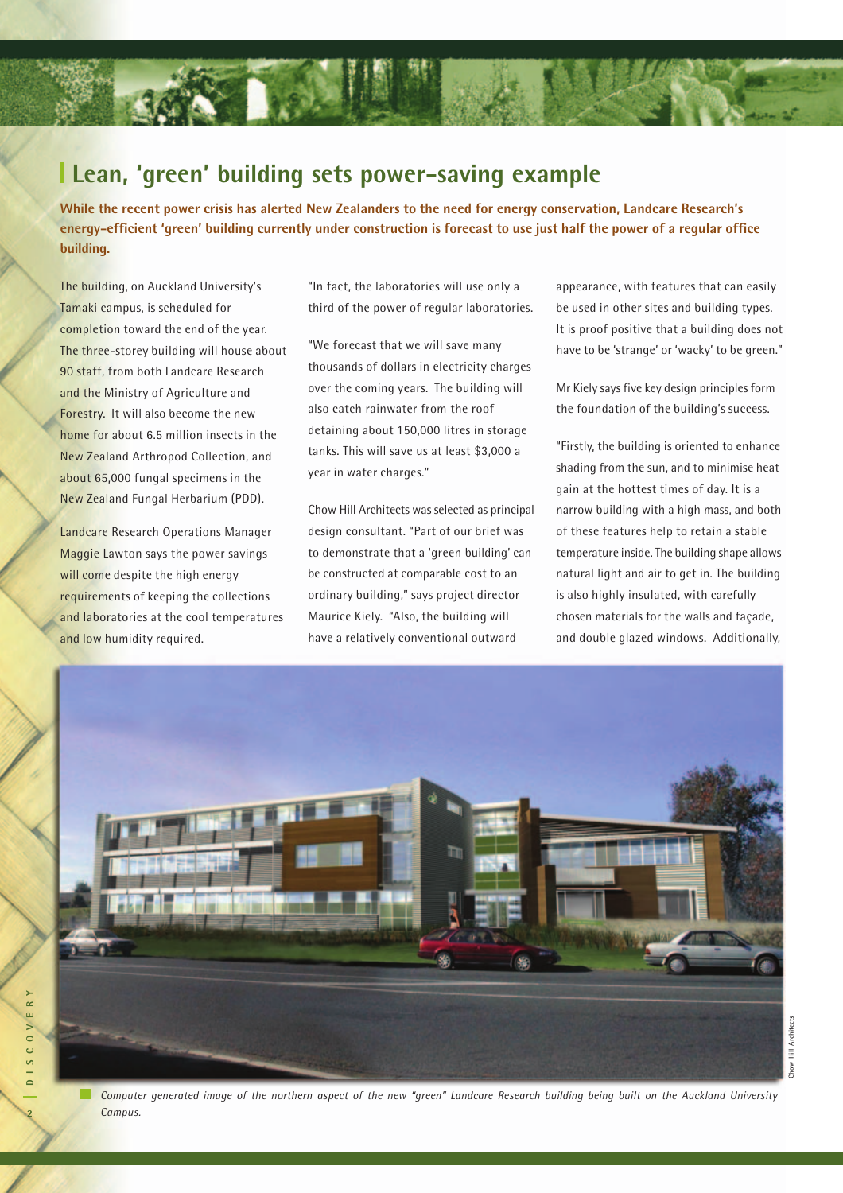# Lean, 'green' building sets power-saving example

**While the recent power crisis has alerted New Zealanders to the need for energy conservation, Landcare Research's energy-efficient 'green' building currently under construction is forecast to use just half the power of a regular office building.**

The building, on Auckland University's Tamaki campus, is scheduled for completion toward the end of the year. The three-storey building will house about 90 staff, from both Landcare Research and the Ministry of Agriculture and Forestry. It will also become the new home for about 6.5 million insects in the New Zealand Arthropod Collection, and about 65,000 fungal specimens in the New Zealand Fungal Herbarium (PDD).

Landcare Research Operations Manager Maggie Lawton says the power savings will come despite the high energy requirements of keeping the collections and laboratories at the cool temperatures and low humidity required.

"In fact, the laboratories will use only a third of the power of regular laboratories.

"We forecast that we will save many thousands of dollars in electricity charges over the coming years. The building will also catch rainwater from the roof detaining about 150,000 litres in storage tanks. This will save us at least $3,000 a year in water charges."

Chow Hill Architects was selected as principal design consultant. "Part of our brief was to demonstrate that a 'green building' can be constructed at comparable cost to an ordinary building," says project director Maurice Kiely. "Also, the building will have a relatively conventional outward appearance, with features that can easily be used in other sites and building types. It is proof positive that a building does not have to be 'strange' or 'wacky' to be green."

Mr Kiely says five key design principles form the foundation of the building's success.

"Firstly, the building is oriented to enhance shading from the sun, and to minimise heat gain at the hottest times of day. It is a narrow building with a high mass, and both of these features help to retain a stable temperature inside. The building shape allows natural light and air to get in. The building is also highly insulated, with carefully chosen materials for the walls and façade, and double glazed windows. Additionally,

*Computer generated image of the northern aspect of the new "green" Landcare Research building being built on the Auckland University Campus.*

Chow Hill Architects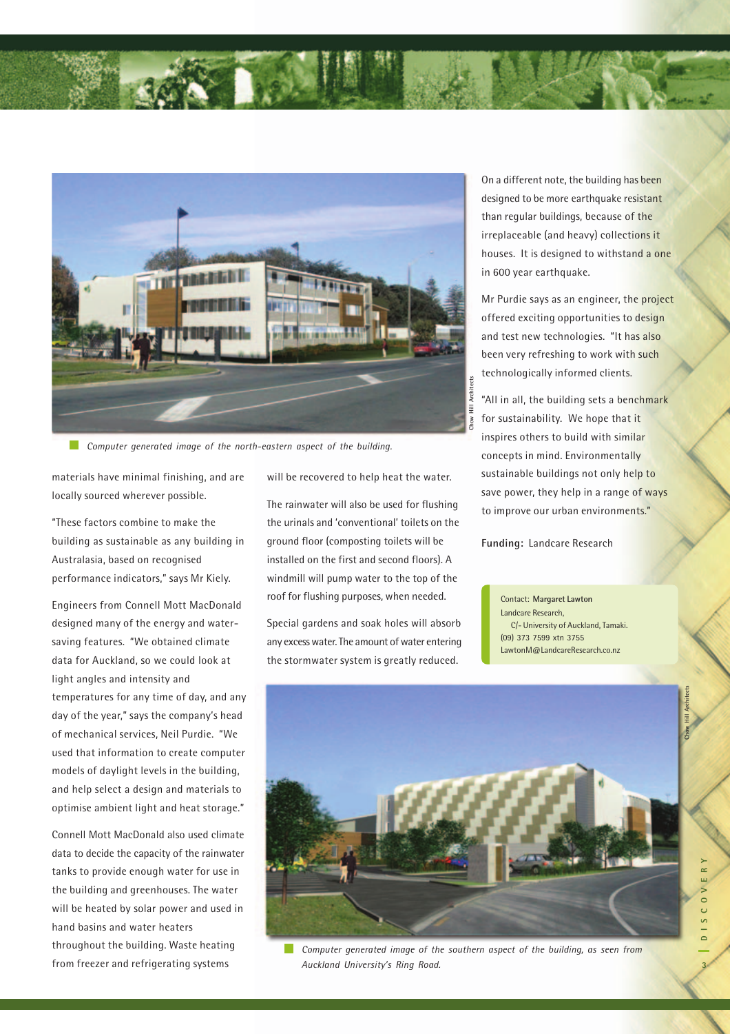*Computer generated image of the north-eastern aspect of the building.*

materials have minimal finishing, and are locally sourced wherever possible.

"These factors combine to make the building as sustainable as any building in Australasia, based on recognised performance indicators," says Mr Kiely.

Engineers from Connell Mott MacDonald designed many of the energy and water-saving features. "We obtained climate data for Auckland, so we could look at light angles and intensity and temperatures for any time of day, and any day of the year," says the company's head of mechanical services, Neil Purdie. "We used that information to create computer models of daylight levels in the building, and help select a design and materials to optimise ambient light and heat storage."

Connell Mott MacDonald also used climate data to decide the capacity of the rainwater tanks to provide enough water for use in the building and greenhouses. The water will be heated by solar power and used in hand basins and water heaters throughout the building. Waste heating from freezer and refrigerating systems will be recovered to help heat the water.

The rainwater will also be used for flushing the urinals and 'conventional' toilets on the ground floor (composting toilets will be installed on the first and second floors). A windmill will pump water to the top of the roof for flushing purposes, when needed.

Special gardens and soak holes will absorb any excess water. The amount of water entering the stormwater system is greatly reduced.

On a different note, the building has been designed to be more earthquake resistant than regular buildings, because of the irreplaceable (and heavy) collections it houses. It is designed to withstand a one in 600 year earthquake.

Mr Purdie says as an engineer, the project offered exciting opportunities to design and test new technologies. "It has also been very refreshing to work with such technologically informed clients.

"All in all, the building sets a benchmark for sustainability. We hope that it inspires others to build with similar concepts in mind. Environmentally sustainable buildings not only help to save power, they help in a range of ways to improve our urban environments."

**Funding:** Landcare Research

Contact: **Margaret Lawton**
Landcare Research,
C/- University of Auckland, Tamaki.
(09) 373 7599 xtn 3755
LawtonM@LandcareResearch.co.nz

*Computer generated image of the southern aspect of the building, as seen from Auckland University's Ring Road.*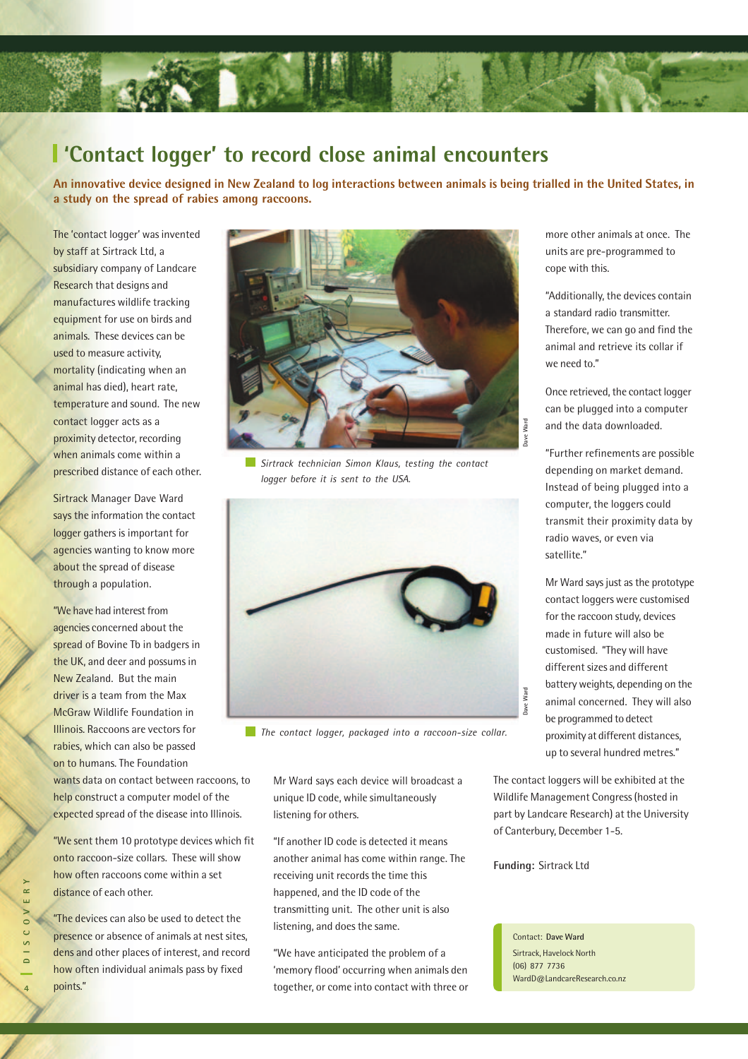# 'Contact logger' to record close animal encounters

**An innovative device designed in New Zealand to log interactions between animals is being trialled in the United States, in a study on the spread of rabies among raccoons.**

The 'contact logger' was invented by staff at Sirtrack Ltd, a subsidiary company of Landcare Research that designs and manufactures wildlife tracking equipment for use on birds and animals. These devices can be used to measure activity, mortality (indicating when an animal has died), heart rate, temperature and sound. The new contact logger acts as a proximity detector, recording when animals come within a prescribed distance of each other.

Sirtrack Manager Dave Ward says the information the contact logger gathers is important for agencies wanting to know more about the spread of disease through a population.

"We have had interest from agencies concerned about the spread of Bovine Tb in badgers in the UK, and deer and possums in New Zealand. But the main driver is a team from the Max McGraw Wildlife Foundation in Illinois. Raccoons are vectors for rabies, which can also be passed on to humans. The Foundation wants data on contact between raccoons, to help construct a computer model of the expected spread of the disease into Illinois.

"We sent them 10 prototype devices which fit onto raccoon-size collars. These will show how often raccoons come within a set distance of each other.

"The devices can also be used to detect the presence or absence of animals at nest sites, dens and other places of interest, and record how often individual animals pass by fixed points."

*Sirtrack technician Simon Klaus, testing the contact logger before it is sent to the USA.*

*The contact logger, packaged into a raccoon-size collar.*

Mr Ward says each device will broadcast a unique ID code, while simultaneously listening for others.

"If another ID code is detected it means another animal has come within range. The receiving unit records the time this happened, and the ID code of the transmitting unit. The other unit is also listening, and does the same.

"We have anticipated the problem of a 'memory flood' occurring when animals den together, or come into contact with three or more other animals at once. The units are pre-programmed to cope with this.

"Additionally, the devices contain a standard radio transmitter. Therefore, we can go and find the animal and retrieve its collar if we need to."

Once retrieved, the contact logger can be plugged into a computer and the data downloaded.

"Further refinements are possible depending on market demand. Instead of being plugged into a computer, the loggers could transmit their proximity data by radio waves, or even via satellite."

Mr Ward says just as the prototype contact loggers were customised for the raccoon study, devices made in future will also be customised. "They will have different sizes and different battery weights, depending on the animal concerned. They will also be programmed to detect proximity at different distances, up to several hundred metres."

The contact loggers will be exhibited at the Wildlife Management Congress (hosted in part by Landcare Research) at the University of Canterbury, December 1-5.

**Funding:** Sirtrack Ltd

Contact: **Dave Ward**
Sirtrack, Havelock North
(06) 877 7736
WardD@LandcareResearch.co.nz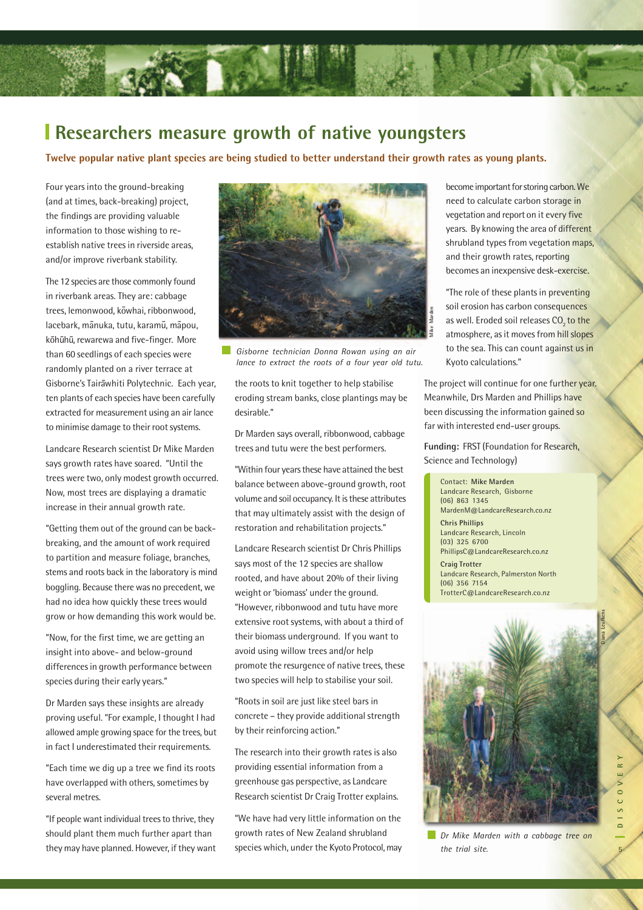# Researchers measure growth of native youngsters

**Twelve popular native plant species are being studied to better understand their growth rates as young plants.**

Four years into the ground-breaking (and at times, back-breaking) project, the findings are providing valuable information to those wishing to re-establish native trees in riverside areas, and/or improve riverbank stability.

The 12 species are those commonly found in riverbank areas. They are: cabbage trees, lemonwood, kōwhai, ribbonwood, lacebark, mānuka, tutu, karamū, māpou, kōhūhū, rewarewa and five-finger. More than 60 seedlings of each species were randomly planted on a river terrace at Gisborne's Tairāwhiti Polytechnic. Each year, ten plants of each species have been carefully extracted for measurement using an air lance to minimise damage to their root systems.

Landcare Research scientist Dr Mike Marden says growth rates have soared. "Until the trees were two, only modest growth occurred. Now, most trees are displaying a dramatic increase in their annual growth rate.

"Getting them out of the ground can be back-breaking, and the amount of work required to partition and measure foliage, branches, stems and roots back in the laboratory is mind boggling. Because there was no precedent, we had no idea how quickly these trees would grow or how demanding this work would be.

"Now, for the first time, we are getting an insight into above- and below-ground differences in growth performance between species during their early years."

Dr Marden says these insights are already proving useful. "For example, I thought I had allowed ample growing space for the trees, but in fact I underestimated their requirements.

"Each time we dig up a tree we find its roots have overlapped with others, sometimes by several metres.

"If people want individual trees to thrive, they should plant them much further apart than they may have planned. However, if they want the roots to knit together to help stabilise eroding stream banks, close plantings may be desirable."

*Gisborne technician Donna Rowan using an air lance to extract the roots of a four year old tutu.*

Dr Marden says overall, ribbonwood, cabbage trees and tutu were the best performers.

"Within four years these have attained the best balance between above-ground growth, root volume and soil occupancy. It is these attributes that may ultimately assist with the design of restoration and rehabilitation projects."

Landcare Research scientist Dr Chris Phillips says most of the 12 species are shallow rooted, and have about 20% of their living weight or 'biomass' under the ground. "However, ribbonwood and tutu have more extensive root systems, with about a third of their biomass underground. If you want to avoid using willow trees and/or help promote the resurgence of native trees, these two species will help to stabilise your soil.

"Roots in soil are just like steel bars in concrete – they provide additional strength by their reinforcing action."

The research into their growth rates is also providing essential information from a greenhouse gas perspective, as Landcare Research scientist Dr Craig Trotter explains.

"We have had very little information on the growth rates of New Zealand shrubland species which, under the Kyoto Protocol, may become important for storing carbon. We need to calculate carbon storage in vegetation and report on it every five years. By knowing the area of different shrubland types from vegetation maps, and their growth rates, reporting becomes an inexpensive desk-exercise.

"The role of these plants in preventing soil erosion has carbon consequences as well. Eroded soil releases $CO_2$ to the atmosphere, as it moves from hill slopes to the sea. This can count against us in Kyoto calculations."

The project will continue for one further year. Meanwhile, Drs Marden and Phillips have been discussing the information gained so far with interested end-user groups.

**Funding:** FRST (Foundation for Research, Science and Technology)

Contact: **Mike Marden**
Landcare Research, Gisborne
(06) 863 1345
MardenM@LandcareResearch.co.nz

**Chris Phillips**
Landcare Research, Lincoln
(03) 325 6700
PhillipsC@LandcareResearch.co.nz

**Craig Trotter**
Landcare Research, Palmerston North
(06) 356 7154
TrotterC@LandcareResearch.co.nz

*Dr Mike Marden with a cabbage tree on the trial site.*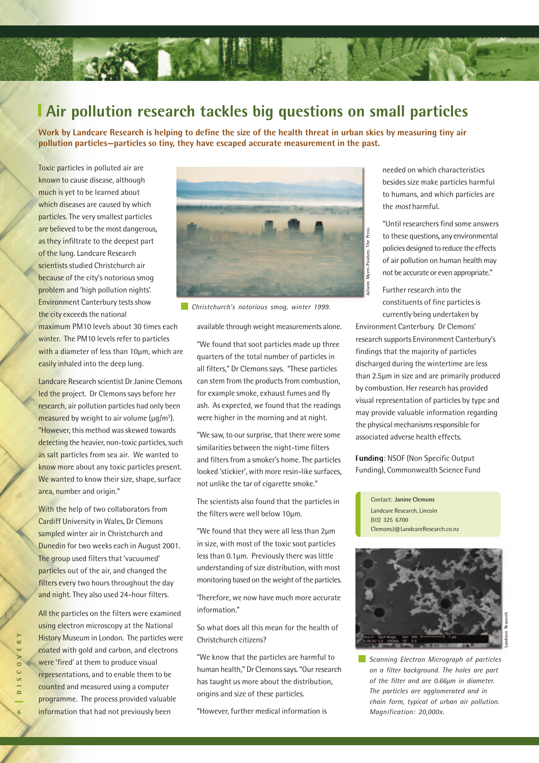# Air pollution research tackles big questions on small particles

**Work by Landcare Research is helping to define the size of the health threat in urban skies by measuring tiny air pollution particles—particles so tiny, they have escaped accurate measurement in the past.**

Toxic particles in polluted air are known to cause disease, although much is yet to be learned about which diseases are caused by which particles. The very smallest particles are believed to be the most dangerous, as they infiltrate to the deepest part of the lung. Landcare Research scientists studied Christchurch air because of the city's notorious smog problem and 'high pollution nights'. Environment Canterbury tests show the city exceeds the national maximum PM10 levels about 30 times each winter. The PM10 levels refer to particles with a diameter of less than 10µm, which are easily inhaled into the deep lung.

Landcare Research scientist Dr Janine Clemons led the project. Dr Clemons says before her research, air pollution particles had only been measured by weight to air volume (µg/m$^3$). "However, this method was skewed towards detecting the heavier, non-toxic particles, such as salt particles from sea air. We wanted to know more about any toxic particles present. We wanted to know their size, shape, surface area, number and origin."

With the help of two collaborators from Cardiff University in Wales, Dr Clemons sampled winter air in Christchurch and Dunedin for two weeks each in August 2001. The group used filters that 'vacuumed' particles out of the air, and changed the filters every two hours throughout the day and night. They also used 24-hour filters.

All the particles on the filters were examined using electron microscopy at the National History Museum in London. The particles were coated with gold and carbon, and electrons were 'fired' at them to produce visual representations, and to enable them to be counted and measured using a computer programme. The process provided valuable information that had not previously been available through weight measurements alone.

*Christchurch's notorious smog, winter 1999.*

"We found that soot particles made up three quarters of the total number of particles in all filters," Dr Clemons says. "These particles can stem from the products from combustion, for example smoke, exhaust fumes and fly ash. As expected, we found that the readings were higher in the morning and at night.

"We saw, to our surprise, that there were some similarities between the night-time filters and filters from a smoker's home. The particles looked 'stickier', with more resin-like surfaces, not unlike the tar of cigarette smoke."

The scientists also found that the particles in the filters were well below 10µm.

"We found that they were all less than 2µm in size, with most of the toxic soot particles less than 0.1µm. Previously there was little understanding of size distribution, with most monitoring based on the weight of the particles.

'Therefore, we now have much more accurate information."

So what does all this mean for the health of Christchurch citizens?

"We know that the particles are harmful to human health," Dr Clemons says. "Our research has taught us more about the distribution, origins and size of these particles.

"However, further medical information is needed on which characteristics besides size make particles harmful to humans, and which particles are the *most* harmful.

"Until researchers find some answers to these questions, any environmental policies designed to reduce the effects of air pollution on human health may not be accurate or even appropriate."

Further research into the constituents of fine particles is currently being undertaken by Environment Canterbury. Dr Clemons' research supports Environment Canterbury's findings that the majority of particles discharged during the wintertime are less than 2.5µm in size and are primarily produced by combustion. Her research has provided visual representation of particles by type and may provide valuable information regarding the physical mechanisms responsible for associated adverse health effects.

**Funding**: NSOF (Non Specific Output Funding), Commonwealth Science Fund

Contact: **Janine Clemons**
Landcare Research, Lincoln
(03) 325 6700
ClemonsJ@LandcareResearch.co.nz

*Scanning Electron Micrograph of particles on a filter background. The holes are part of the filter and are 0.66µm in diameter. The particles are agglomerated and in chain form, typical of urban air pollution. Magnification: 20,000x.*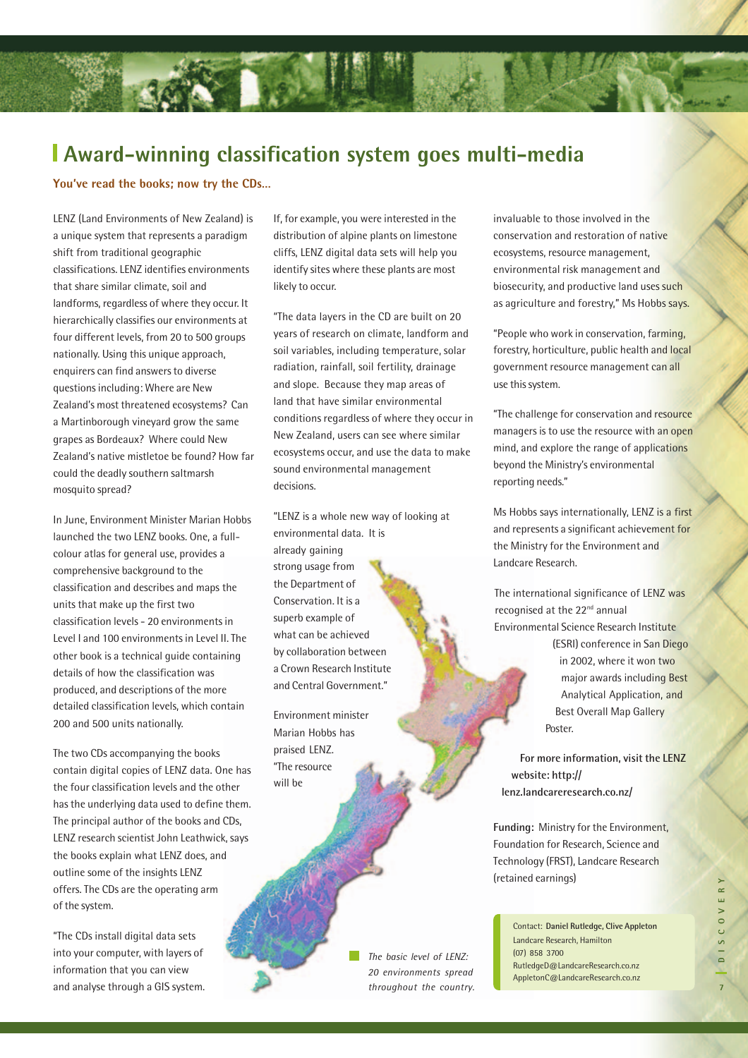# Award-winning classification system goes multi-media

**You've read the books; now try the CDs...**

LENZ (Land Environments of New Zealand) is a unique system that represents a paradigm shift from traditional geographic classifications. LENZ identifies environments that share similar climate, soil and landforms, regardless of where they occur. It hierarchically classifies our environments at four different levels, from 20 to 500 groups nationally. Using this unique approach, enquirers can find answers to diverse questions including: Where are New Zealand's most threatened ecosystems? Can a Martinborough vineyard grow the same grapes as Bordeaux? Where could New Zealand's native mistletoe be found? How far could the deadly southern saltmarsh mosquito spread?

In June, Environment Minister Marian Hobbs launched the two LENZ books. One, a full-colour atlas for general use, provides a comprehensive background to the classification and describes and maps the units that make up the first two classification levels - 20 environments in Level I and 100 environments in Level II. The other book is a technical guide containing details of how the classification was produced, and descriptions of the more detailed classification levels, which contain 200 and 500 units nationally.

The two CDs accompanying the books contain digital copies of LENZ data. One has the four classification levels and the other has the underlying data used to define them. The principal author of the books and CDs, LENZ research scientist John Leathwick, says the books explain what LENZ does, and outline some of the insights LENZ offers. The CDs are the operating arm of the system.

"The CDs install digital data sets into your computer, with layers of information that you can view and analyse through a GIS system. If, for example, you were interested in the distribution of alpine plants on limestone cliffs, LENZ digital data sets will help you identify sites where these plants are most likely to occur.

"The data layers in the CD are built on 20 years of research on climate, landform and soil variables, including temperature, solar radiation, rainfall, soil fertility, drainage and slope. Because they map areas of land that have similar environmental conditions regardless of where they occur in New Zealand, users can see where similar ecosystems occur, and use the data to make sound environmental management decisions.

"LENZ is a whole new way of looking at environmental data. It is already gaining strong usage from the Department of Conservation. It is a superb example of what can be achieved by collaboration between a Crown Research Institute and Central Government."

Environment minister Marian Hobbs has praised LENZ. "The resource will be invaluable to those involved in the conservation and restoration of native ecosystems, resource management, environmental risk management and biosecurity, and productive land uses such as agriculture and forestry," Ms Hobbs says.

"People who work in conservation, farming, forestry, horticulture, public health and local government resource management can all use this system.

"The challenge for conservation and resource managers is to use the resource with an open mind, and explore the range of applications beyond the Ministry's environmental reporting needs."

Ms Hobbs says internationally, LENZ is a first and represents a significant achievement for the Ministry for the Environment and Landcare Research.

The international significance of LENZ was recognised at the 22nd annual Environmental Science Research Institute (ESRI) conference in San Diego in 2002, where it won two major awards including Best Analytical Application, and Best Overall Map Gallery Poster.

*The basic level of LENZ: 20 environments spread throughout the country.*

**For more information, visit the LENZ website: http://lenz.landcareresearch.co.nz/**

**Funding:** Ministry for the Environment, Foundation for Research, Science and Technology (FRST), Landcare Research (retained earnings)

Contact: **Daniel Rutledge, Clive Appleton**
Landcare Research, Hamilton
(07) 858 3700
RutledgeD@LandcareResearch.co.nz
AppletonC@LandcareResearch.co.nz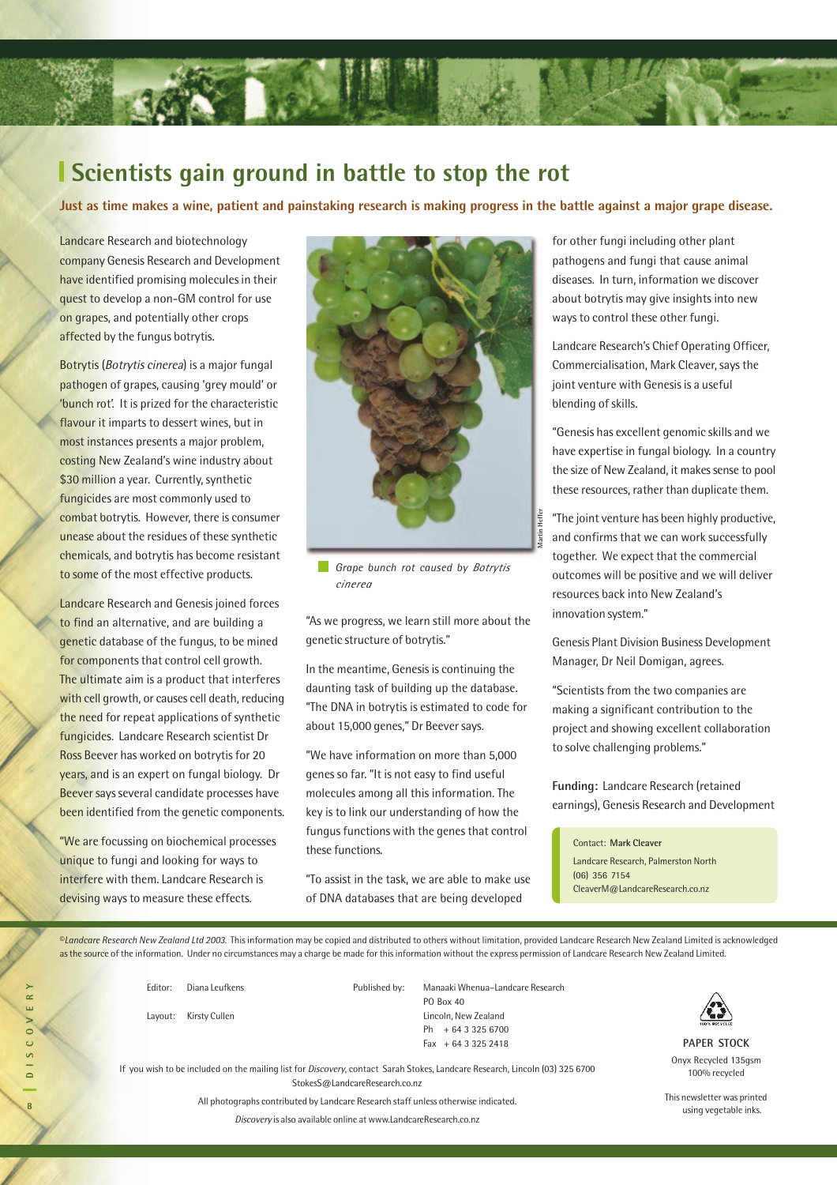# Scientists gain ground in battle to stop the rot

**Just as time makes a wine, patient and painstaking research is making progress in the battle against a major grape disease.**

Landcare Research and biotechnology company Genesis Research and Development have identified promising molecules in their quest to develop a non-GM control for use on grapes, and potentially other crops affected by the fungus botrytis.

Botrytis (*Botrytis cinerea*) is a major fungal pathogen of grapes, causing 'grey mould' or 'bunch rot'. It is prized for the characteristic flavour it imparts to dessert wines, but in most instances presents a major problem, costing New Zealand's wine industry about $30 million a year. Currently, synthetic fungicides are most commonly used to combat botrytis. However, there is consumer unease about the residues of these synthetic chemicals, and botrytis has become resistant to some of the most effective products.

Landcare Research and Genesis joined forces to find an alternative, and are building a genetic database of the fungus, to be mined for components that control cell growth. The ultimate aim is a product that interferes with cell growth, or causes cell death, reducing the need for repeat applications of synthetic fungicides. Landcare Research scientist Dr Ross Beever has worked on botrytis for 20 years, and is an expert on fungal biology. Dr Beever says several candidate processes have been identified from the genetic components.

"We are focussing on biochemical processes unique to fungi and looking for ways to interfere with them. Landcare Research is devising ways to measure these effects.

Martin Heffer

Grape bunch rot caused by *Botrytis cinerea*

"As we progress, we learn still more about the genetic structure of botrytis."

In the meantime, Genesis is continuing the daunting task of building up the database. "The DNA in botrytis is estimated to code for about 15,000 genes," Dr Beever says.

"We have information on more than 5,000 genes so far. "It is not easy to find useful molecules among all this information. The key is to link our understanding of how the fungus functions with the genes that control these functions.

"To assist in the task, we are able to make use of DNA databases that are being developed for other fungi including other plant pathogens and fungi that cause animal diseases. In turn, information we discover about botrytis may give insights into new ways to control these other fungi.

Landcare Research's Chief Operating Officer, Commercialisation, Mark Cleaver, says the joint venture with Genesis is a useful blending of skills.

"Genesis has excellent genomic skills and we have expertise in fungal biology. In a country the size of New Zealand, it makes sense to pool these resources, rather than duplicate them.

"The joint venture has been highly productive, and confirms that we can work successfully together. We expect that the commercial outcomes will be positive and we will deliver resources back into New Zealand's innovation system."

Genesis Plant Division Business Development Manager, Dr Neil Domigan, agrees.

"Scientists from the two companies are making a significant contribution to the project and showing excellent collaboration to solve challenging problems."

**Funding:** Landcare Research (retained earnings), Genesis Research and Development

Contact: **Mark Cleaver**
Landcare Research, Palmerston North
(06) 356 7154
CleaverM@LandcareResearch.co.nz

*©Landcare Research New Zealand Ltd 2003.* This information may be copied and distributed to others without limitation, provided Landcare Research New Zealand Limited is acknowledged as the source of the information. Under no circumstances may a charge be made for this information without the express permission of Landcare Research New Zealand Limited.

Editor: Diana Leufkens
Layout: Kirsty Cullen

Published by: Manaaki Whenua–Landcare Research
PO Box 40
Lincoln, New Zealand
Ph + 64 3 325 6700
Fax + 64 3 325 2418

If you wish to be included on the mailing list for *Discovery*, contact Sarah Stokes, Landcare Research, Lincoln (03) 325 6700 StokesS@LandcareResearch.co.nz

All photographs contributed by Landcare Research staff unless otherwise indicated.

*Discovery* is also available online at www.LandcareResearch.co.nz

**PAPER STOCK**
Onyx Recycled 135gsm
100% recycled

This newsletter was printed using vegetable inks.